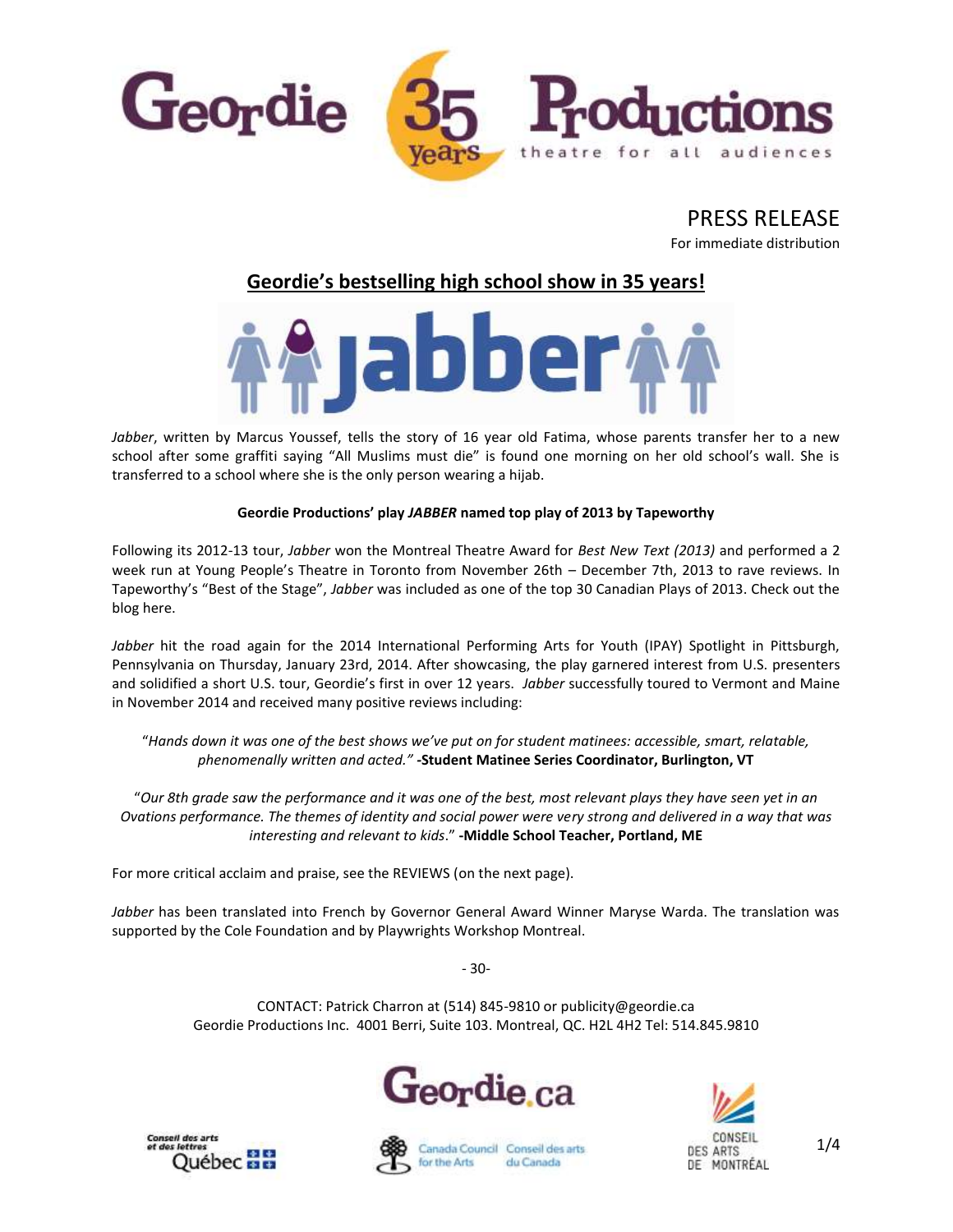# Geordie 35 years Productions

theatre for all audiences

PRESS RELEASE

For immediate distribution

## Geordie's bestselling high school show in 35 years!

# jabber

*Jabber*, written by Marcus Youssef, tells the story of 16 year old Fatima, whose parents transfer her to a new school after some graffiti saying "All Muslims must die" is found one morning on her old school's wall. She is transferred to a school where she is the only person wearing a hijab.

**Geordie Productions' play *JABBER* named top play of 2013 by Tapeworthy**

Following its 2012-13 tour, *Jabber* won the Montreal Theatre Award for *Best New Text (2013)* and performed a 2 week run at Young People's Theatre in Toronto from November 26th – December 7th, 2013 to rave reviews. In Tapeworthy's "Best of the Stage", *Jabber* was included as one of the top 30 Canadian Plays of 2013. Check out the blog here.

*Jabber* hit the road again for the 2014 International Performing Arts for Youth (IPAY) Spotlight in Pittsburgh, Pennsylvania on Thursday, January 23rd, 2014. After showcasing, the play garnered interest from U.S. presenters and solidified a short U.S. tour, Geordie's first in over 12 years. *Jabber* successfully toured to Vermont and Maine in November 2014 and received many positive reviews including:

"*Hands down it was one of the best shows we've put on for student matinees: accessible, smart, relatable, phenomenally written and acted."* **-Student Matinee Series Coordinator, Burlington, VT**

"*Our 8th grade saw the performance and it was one of the best, most relevant plays they have seen yet in an Ovations performance. The themes of identity and social power were very strong and delivered in a way that was interesting and relevant to kids*." **-Middle School Teacher, Portland, ME**

For more critical acclaim and praise, see the REVIEWS (on the next page).

*Jabber* has been translated into French by Governor General Award Winner Maryse Warda. The translation was supported by the Cole Foundation and by Playwrights Workshop Montreal.

- 30-

CONTACT: Patrick Charron at (514) 845-9810 or publicity@geordie.ca
Geordie Productions Inc. 4001 Berri, Suite 103. Montreal, QC. H2L 4H2 Tel: 514.845.9810

Geordie.ca

Conseil des arts et des lettres Québec | Canada Council for the Arts / Conseil des arts du Canada | Conseil des arts de Montréal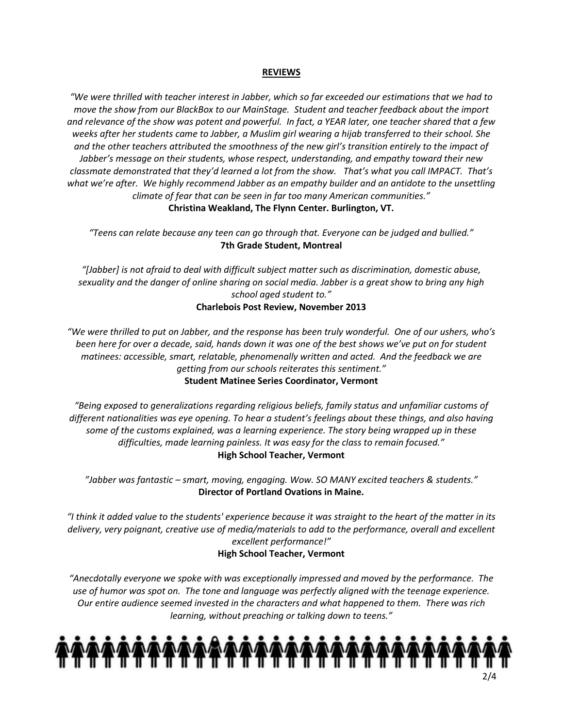## REVIEWS

*"We were thrilled with teacher interest in Jabber, which so far exceeded our estimations that we had to move the show from our BlackBox to our MainStage. Student and teacher feedback about the import and relevance of the show was potent and powerful. In fact, a YEAR later, one teacher shared that a few weeks after her students came to Jabber, a Muslim girl wearing a hijab transferred to their school. She and the other teachers attributed the smoothness of the new girl's transition entirely to the impact of Jabber's message on their students, whose respect, understanding, and empathy toward their new classmate demonstrated that they'd learned a lot from the show. That's what you call IMPACT. That's what we're after. We highly recommend Jabber as an empathy builder and an antidote to the unsettling climate of fear that can be seen in far too many American communities."*
**Christina Weakland, The Flynn Center. Burlington, VT.**

*"Teens can relate because any teen can go through that. Everyone can be judged and bullied."*
**7th Grade Student, Montreal**

*"[Jabber] is not afraid to deal with difficult subject matter such as discrimination, domestic abuse, sexuality and the danger of online sharing on social media. Jabber is a great show to bring any high school aged student to."*
**Charlebois Post Review, November 2013**

*"We were thrilled to put on Jabber, and the response has been truly wonderful. One of our ushers, who's been here for over a decade, said, hands down it was one of the best shows we've put on for student matinees: accessible, smart, relatable, phenomenally written and acted. And the feedback we are getting from our schools reiterates this sentiment."*
**Student Matinee Series Coordinator, Vermont**

*"Being exposed to generalizations regarding religious beliefs, family status and unfamiliar customs of different nationalities was eye opening. To hear a student's feelings about these things, and also having some of the customs explained, was a learning experience. The story being wrapped up in these difficulties, made learning painless. It was easy for the class to remain focused."*
**High School Teacher, Vermont**

*"Jabber was fantastic – smart, moving, engaging. Wow. SO MANY excited teachers & students."*
**Director of Portland Ovations in Maine.**

*"I think it added value to the students' experience because it was straight to the heart of the matter in its delivery, very poignant, creative use of media/materials to add to the performance, overall and excellent excellent performance!"*
**High School Teacher, Vermont**

*"Anecdotally everyone we spoke with was exceptionally impressed and moved by the performance. The use of humor was spot on. The tone and language was perfectly aligned with the teenage experience. Our entire audience seemed invested in the characters and what happened to them. There was rich learning, without preaching or talking down to teens."*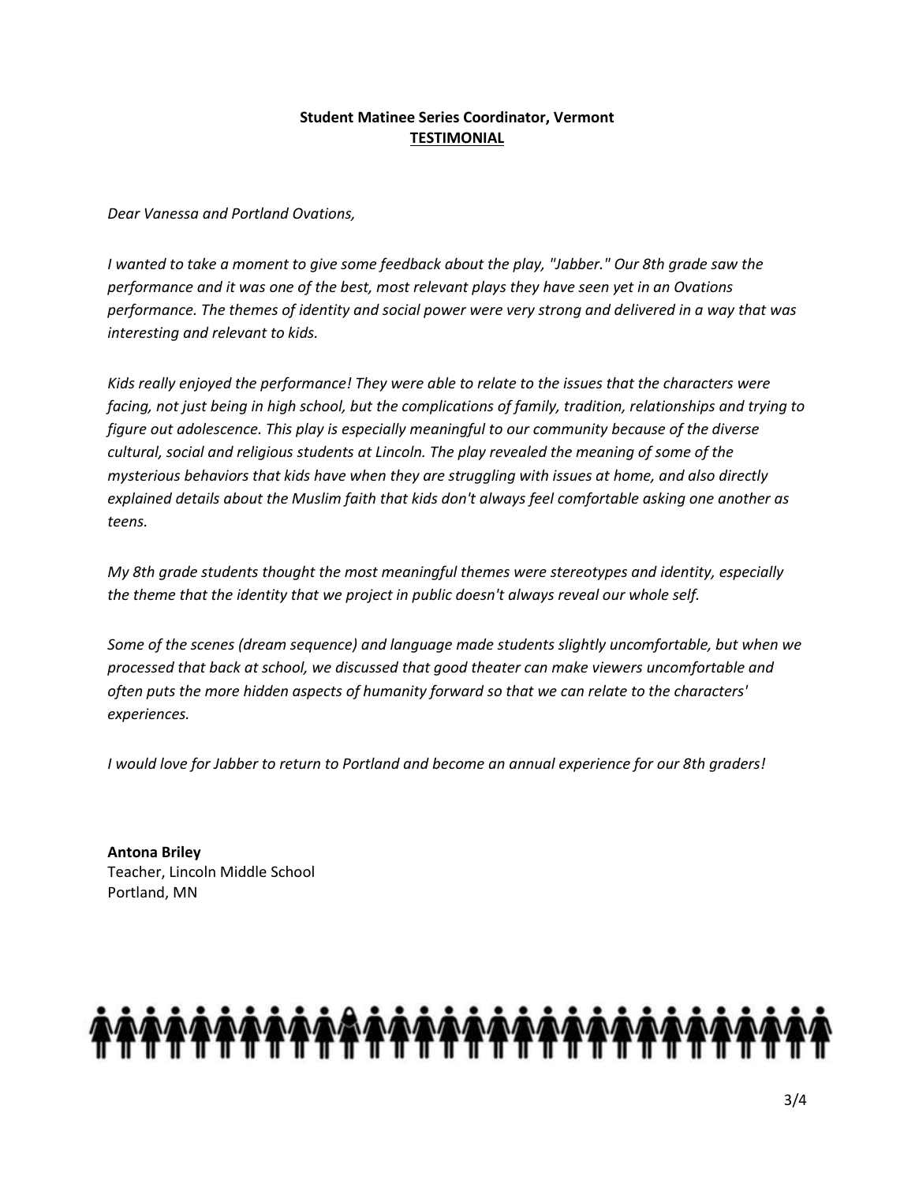**Student Matinee Series Coordinator, Vermont**
**TESTIMONIAL**

*Dear Vanessa and Portland Ovations,*

*I wanted to take a moment to give some feedback about the play, "Jabber." Our 8th grade saw the performance and it was one of the best, most relevant plays they have seen yet in an Ovations performance. The themes of identity and social power were very strong and delivered in a way that was interesting and relevant to kids.*

*Kids really enjoyed the performance! They were able to relate to the issues that the characters were facing, not just being in high school, but the complications of family, tradition, relationships and trying to figure out adolescence. This play is especially meaningful to our community because of the diverse cultural, social and religious students at Lincoln. The play revealed the meaning of some of the mysterious behaviors that kids have when they are struggling with issues at home, and also directly explained details about the Muslim faith that kids don't always feel comfortable asking one another as teens.*

*My 8th grade students thought the most meaningful themes were stereotypes and identity, especially the theme that the identity that we project in public doesn't always reveal our whole self.*

*Some of the scenes (dream sequence) and language made students slightly uncomfortable, but when we processed that back at school, we discussed that good theater can make viewers uncomfortable and often puts the more hidden aspects of humanity forward so that we can relate to the characters' experiences.*

*I would love for Jabber to return to Portland and become an annual experience for our 8th graders!*

**Antona Briley**
Teacher, Lincoln Middle School
Portland, MN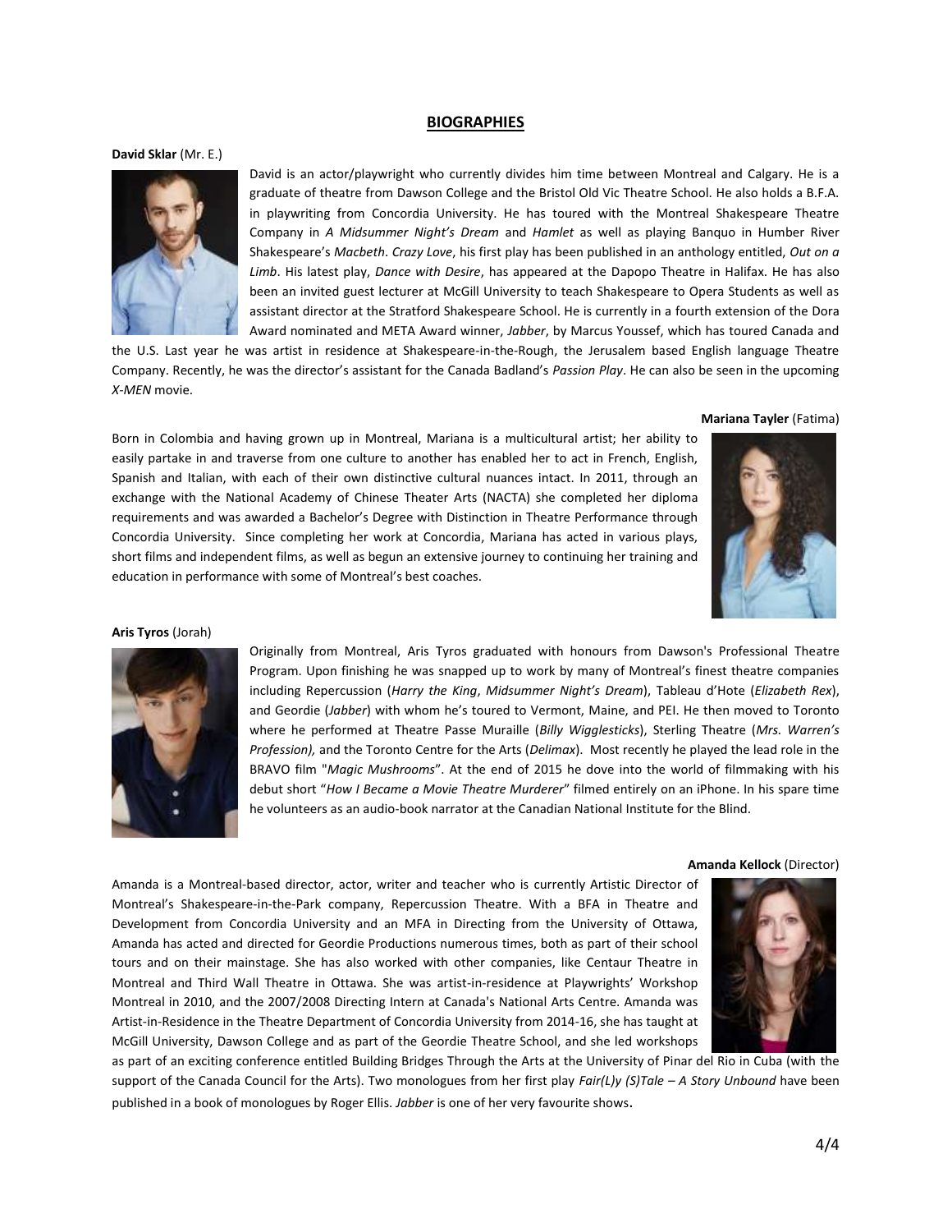## BIOGRAPHIES

**David Sklar** (Mr. E.)

David is an actor/playwright who currently divides him time between Montreal and Calgary. He is a graduate of theatre from Dawson College and the Bristol Old Vic Theatre School. He also holds a B.F.A. in playwriting from Concordia University. He has toured with the Montreal Shakespeare Theatre Company in *A Midsummer Night's Dream* and *Hamlet* as well as playing Banquo in Humber River Shakespeare's *Macbeth*. *Crazy Love*, his first play has been published in an anthology entitled, *Out on a Limb*. His latest play, *Dance with Desire*, has appeared at the Dapopo Theatre in Halifax. He has also been an invited guest lecturer at McGill University to teach Shakespeare to Opera Students as well as assistant director at the Stratford Shakespeare School. He is currently in a fourth extension of the Dora Award nominated and META Award winner, *Jabber*, by Marcus Youssef, which has toured Canada and the U.S. Last year he was artist in residence at Shakespeare-in-the-Rough, the Jerusalem based English language Theatre Company. Recently, he was the director's assistant for the Canada Badland's *Passion Play*. He can also be seen in the upcoming *X-MEN* movie.

**Mariana Tayler** (Fatima)

Born in Colombia and having grown up in Montreal, Mariana is a multicultural artist; her ability to easily partake in and traverse from one culture to another has enabled her to act in French, English, Spanish and Italian, with each of their own distinctive cultural nuances intact. In 2011, through an exchange with the National Academy of Chinese Theater Arts (NACTA) she completed her diploma requirements and was awarded a Bachelor's Degree with Distinction in Theatre Performance through Concordia University. Since completing her work at Concordia, Mariana has acted in various plays, short films and independent films, as well as begun an extensive journey to continuing her training and education in performance with some of Montreal's best coaches.

**Aris Tyros** (Jorah)

Originally from Montreal, Aris Tyros graduated with honours from Dawson's Professional Theatre Program. Upon finishing he was snapped up to work by many of Montreal's finest theatre companies including Repercussion (*Harry the King*, *Midsummer Night's Dream*), Tableau d'Hote (*Elizabeth Rex*), and Geordie (*Jabber*) with whom he's toured to Vermont, Maine, and PEI. He then moved to Toronto where he performed at Theatre Passe Muraille (*Billy Wigglesticks*), Sterling Theatre (*Mrs. Warren's Profession),* and the Toronto Centre for the Arts (*Delimax*). Most recently he played the lead role in the BRAVO film "*Magic Mushrooms*". At the end of 2015 he dove into the world of filmmaking with his debut short "*How I Became a Movie Theatre Murderer*" filmed entirely on an iPhone. In his spare time he volunteers as an audio-book narrator at the Canadian National Institute for the Blind.

**Amanda Kellock** (Director)

Amanda is a Montreal-based director, actor, writer and teacher who is currently Artistic Director of Montreal's Shakespeare-in-the-Park company, Repercussion Theatre. With a BFA in Theatre and Development from Concordia University and an MFA in Directing from the University of Ottawa, Amanda has acted and directed for Geordie Productions numerous times, both as part of their school tours and on their mainstage. She has also worked with other companies, like Centaur Theatre in Montreal and Third Wall Theatre in Ottawa. She was artist-in-residence at Playwrights' Workshop Montreal in 2010, and the 2007/2008 Directing Intern at Canada's National Arts Centre. Amanda was Artist-in-Residence in the Theatre Department of Concordia University from 2014-16, she has taught at McGill University, Dawson College and as part of the Geordie Theatre School, and she led workshops as part of an exciting conference entitled Building Bridges Through the Arts at the University of Pinar del Rio in Cuba (with the support of the Canada Council for the Arts). Two monologues from her first play *Fair(L)y (S)Tale – A Story Unbound* have been published in a book of monologues by Roger Ellis. *Jabber* is one of her very favourite shows.